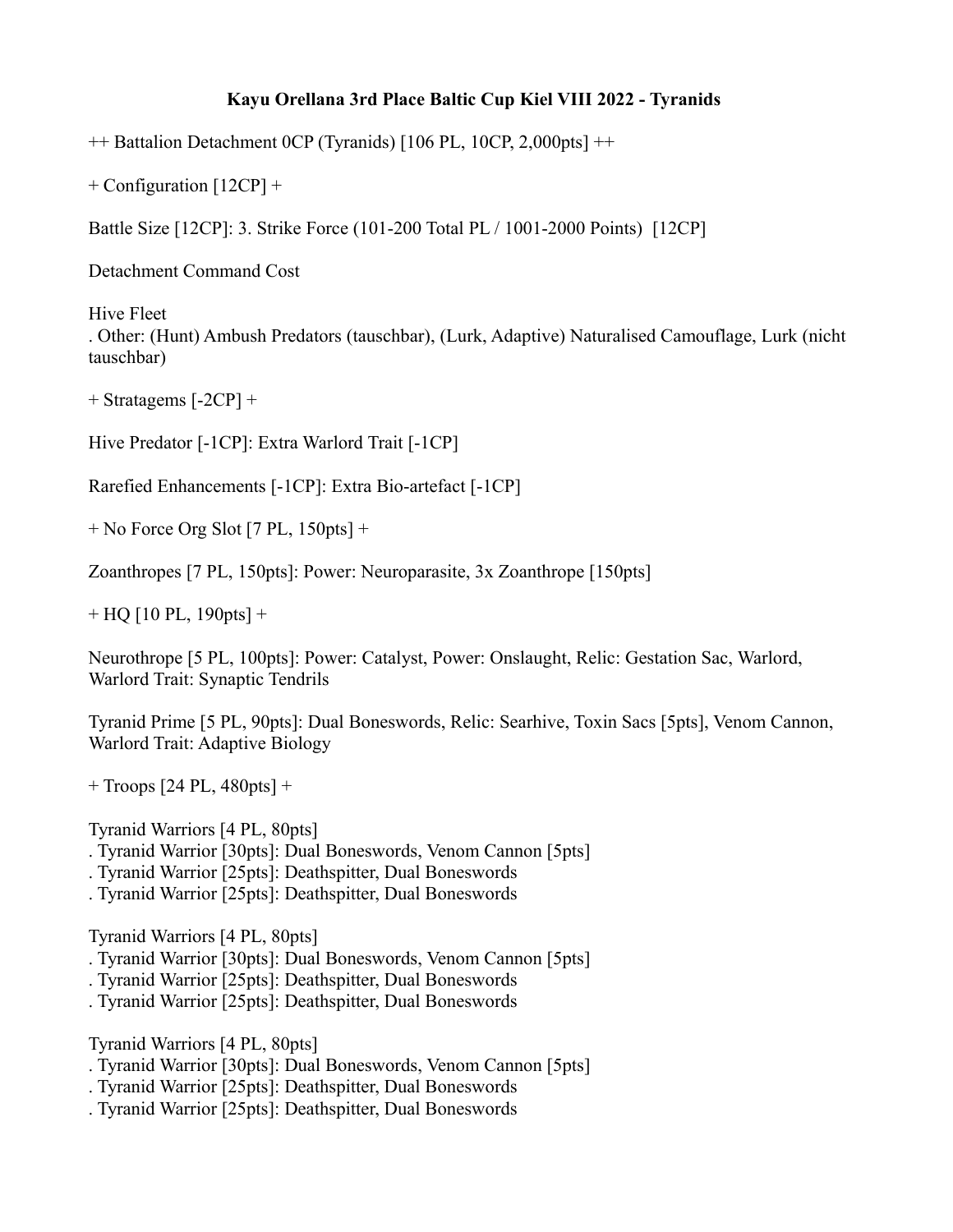**Kayu Orellana 3rd Place Baltic Cup Kiel VIII 2022 - Tyranids**

++ Battalion Detachment 0CP (Tyranids) [106 PL, 10CP, 2,000pts] ++

+ Configuration [12CP] +

Battle Size [12CP]: 3. Strike Force (101-200 Total PL / 1001-2000 Points) [12CP]

Detachment Command Cost

Hive Fleet
. Other: (Hunt) Ambush Predators (tauschbar), (Lurk, Adaptive) Naturalised Camouflage, Lurk (nicht tauschbar)

+ Stratagems [-2CP] +

Hive Predator [-1CP]: Extra Warlord Trait [-1CP]

Rarefied Enhancements [-1CP]: Extra Bio-artefact [-1CP]

+ No Force Org Slot [7 PL, 150pts] +

Zoanthropes [7 PL, 150pts]: Power: Neuroparasite, 3x Zoanthrope [150pts]

+ HQ [10 PL, 190pts] +

Neurothrope [5 PL, 100pts]: Power: Catalyst, Power: Onslaught, Relic: Gestation Sac, Warlord, Warlord Trait: Synaptic Tendrils

Tyranid Prime [5 PL, 90pts]: Dual Boneswords, Relic: Searhive, Toxin Sacs [5pts], Venom Cannon, Warlord Trait: Adaptive Biology

+ Troops [24 PL, 480pts] +

Tyranid Warriors [4 PL, 80pts]
. Tyranid Warrior [30pts]: Dual Boneswords, Venom Cannon [5pts]
. Tyranid Warrior [25pts]: Deathspitter, Dual Boneswords
. Tyranid Warrior [25pts]: Deathspitter, Dual Boneswords

Tyranid Warriors [4 PL, 80pts]
. Tyranid Warrior [30pts]: Dual Boneswords, Venom Cannon [5pts]
. Tyranid Warrior [25pts]: Deathspitter, Dual Boneswords
. Tyranid Warrior [25pts]: Deathspitter, Dual Boneswords

Tyranid Warriors [4 PL, 80pts]
. Tyranid Warrior [30pts]: Dual Boneswords, Venom Cannon [5pts]
. Tyranid Warrior [25pts]: Deathspitter, Dual Boneswords
. Tyranid Warrior [25pts]: Deathspitter, Dual Boneswords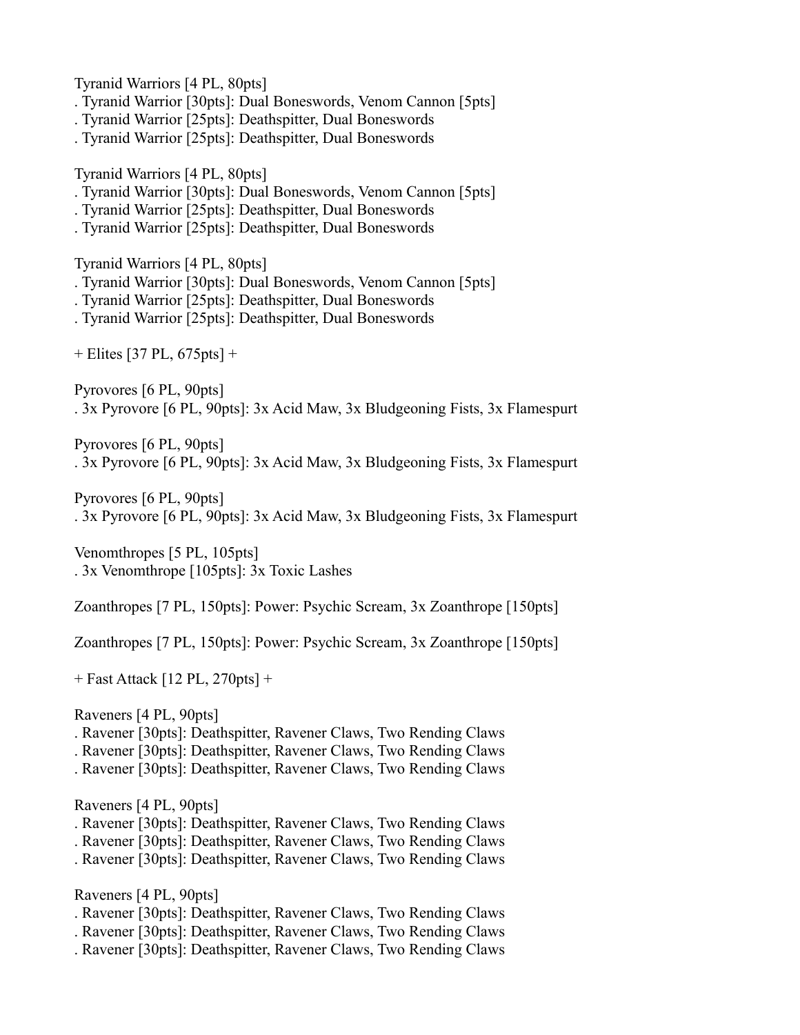Tyranid Warriors [4 PL, 80pts]
. Tyranid Warrior [30pts]: Dual Boneswords, Venom Cannon [5pts]
. Tyranid Warrior [25pts]: Deathspitter, Dual Boneswords
. Tyranid Warrior [25pts]: Deathspitter, Dual Boneswords

Tyranid Warriors [4 PL, 80pts]
. Tyranid Warrior [30pts]: Dual Boneswords, Venom Cannon [5pts]
. Tyranid Warrior [25pts]: Deathspitter, Dual Boneswords
. Tyranid Warrior [25pts]: Deathspitter, Dual Boneswords

Tyranid Warriors [4 PL, 80pts]
. Tyranid Warrior [30pts]: Dual Boneswords, Venom Cannon [5pts]
. Tyranid Warrior [25pts]: Deathspitter, Dual Boneswords
. Tyranid Warrior [25pts]: Deathspitter, Dual Boneswords

+ Elites [37 PL, 675pts] +

Pyrovores [6 PL, 90pts]
. 3x Pyrovore [6 PL, 90pts]: 3x Acid Maw, 3x Bludgeoning Fists, 3x Flamespurt

Pyrovores [6 PL, 90pts]
. 3x Pyrovore [6 PL, 90pts]: 3x Acid Maw, 3x Bludgeoning Fists, 3x Flamespurt

Pyrovores [6 PL, 90pts]
. 3x Pyrovore [6 PL, 90pts]: 3x Acid Maw, 3x Bludgeoning Fists, 3x Flamespurt

Venomthropes [5 PL, 105pts]
. 3x Venomthrope [105pts]: 3x Toxic Lashes

Zoanthropes [7 PL, 150pts]: Power: Psychic Scream, 3x Zoanthrope [150pts]

Zoanthropes [7 PL, 150pts]: Power: Psychic Scream, 3x Zoanthrope [150pts]

+ Fast Attack [12 PL, 270pts] +

Raveners [4 PL, 90pts]
. Ravener [30pts]: Deathspitter, Ravener Claws, Two Rending Claws
. Ravener [30pts]: Deathspitter, Ravener Claws, Two Rending Claws
. Ravener [30pts]: Deathspitter, Ravener Claws, Two Rending Claws

Raveners [4 PL, 90pts]
. Ravener [30pts]: Deathspitter, Ravener Claws, Two Rending Claws
. Ravener [30pts]: Deathspitter, Ravener Claws, Two Rending Claws
. Ravener [30pts]: Deathspitter, Ravener Claws, Two Rending Claws

Raveners [4 PL, 90pts]
. Ravener [30pts]: Deathspitter, Ravener Claws, Two Rending Claws
. Ravener [30pts]: Deathspitter, Ravener Claws, Two Rending Claws
. Ravener [30pts]: Deathspitter, Ravener Claws, Two Rending Claws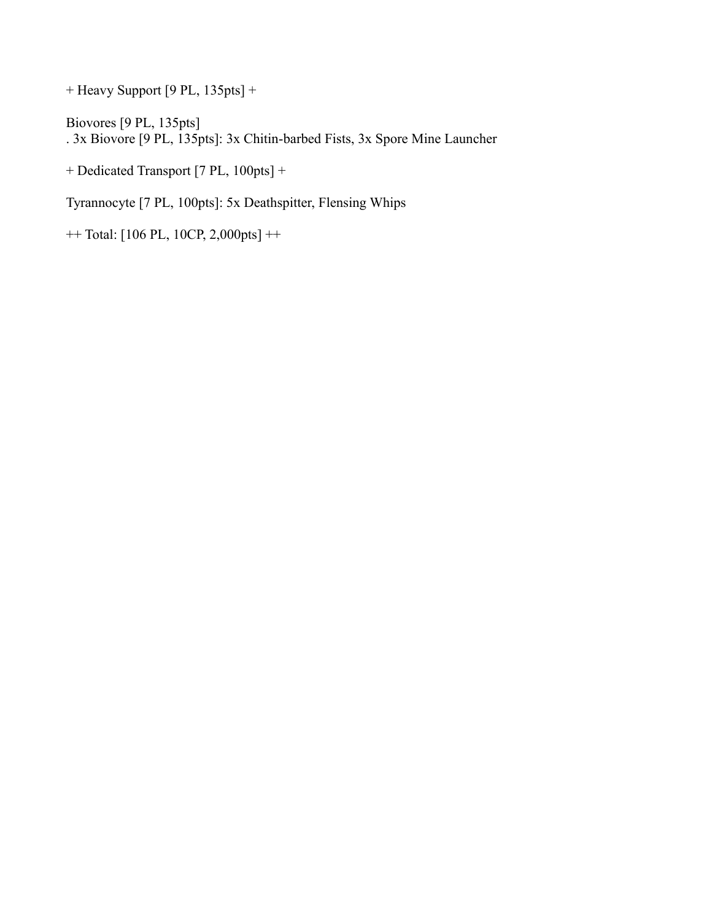+ Heavy Support [9 PL, 135pts] +

Biovores [9 PL, 135pts]
. 3x Biovore [9 PL, 135pts]: 3x Chitin-barbed Fists, 3x Spore Mine Launcher

+ Dedicated Transport [7 PL, 100pts] +

Tyrannocyte [7 PL, 100pts]: 5x Deathspitter, Flensing Whips

++ Total: [106 PL, 10CP, 2,000pts] ++